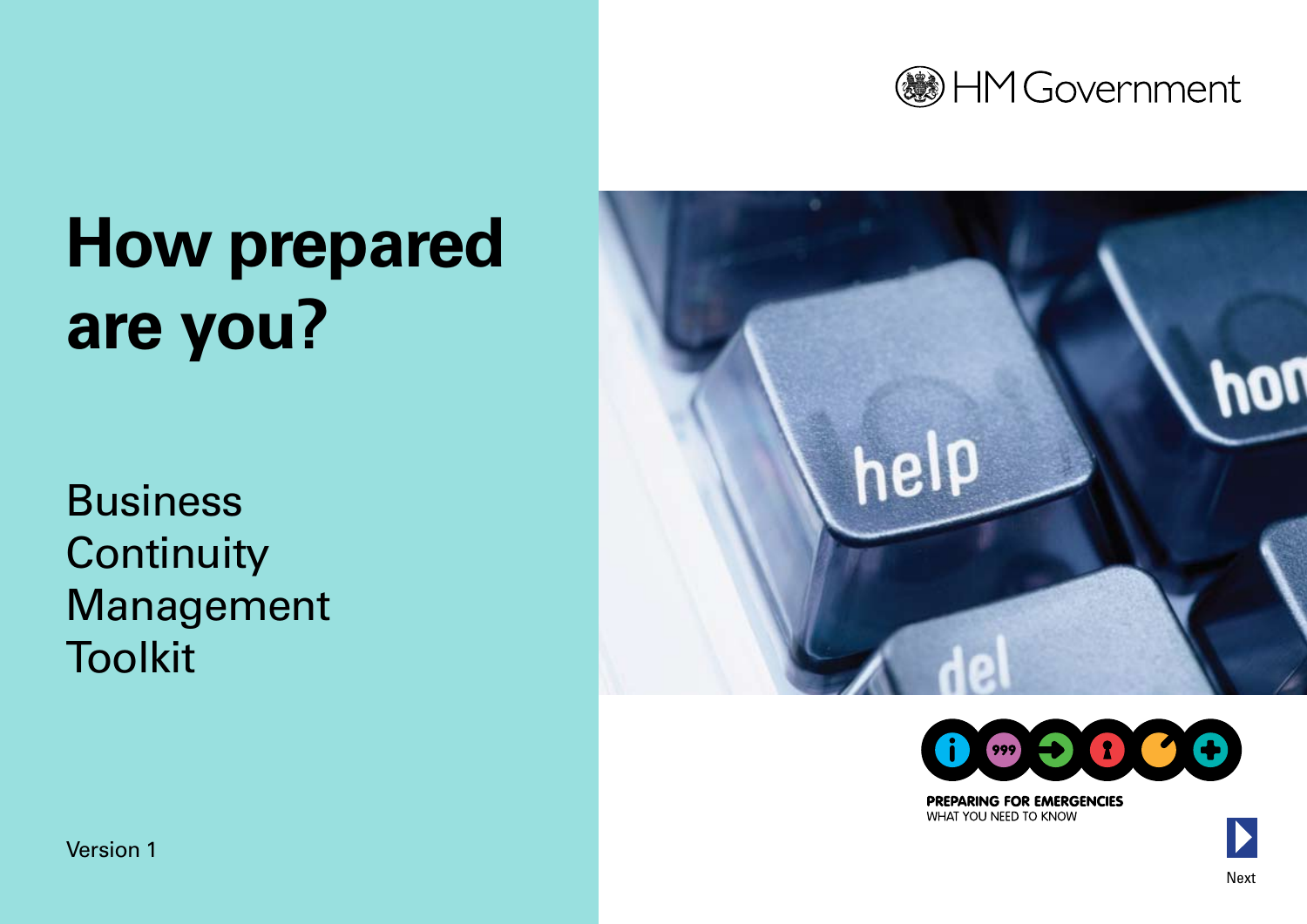HM Government

# How prepared are you?

## Business Continuity Management Toolkit

PREPARING FOR EMERGENCIES
WHAT YOU NEED TO KNOW

Version 1

Next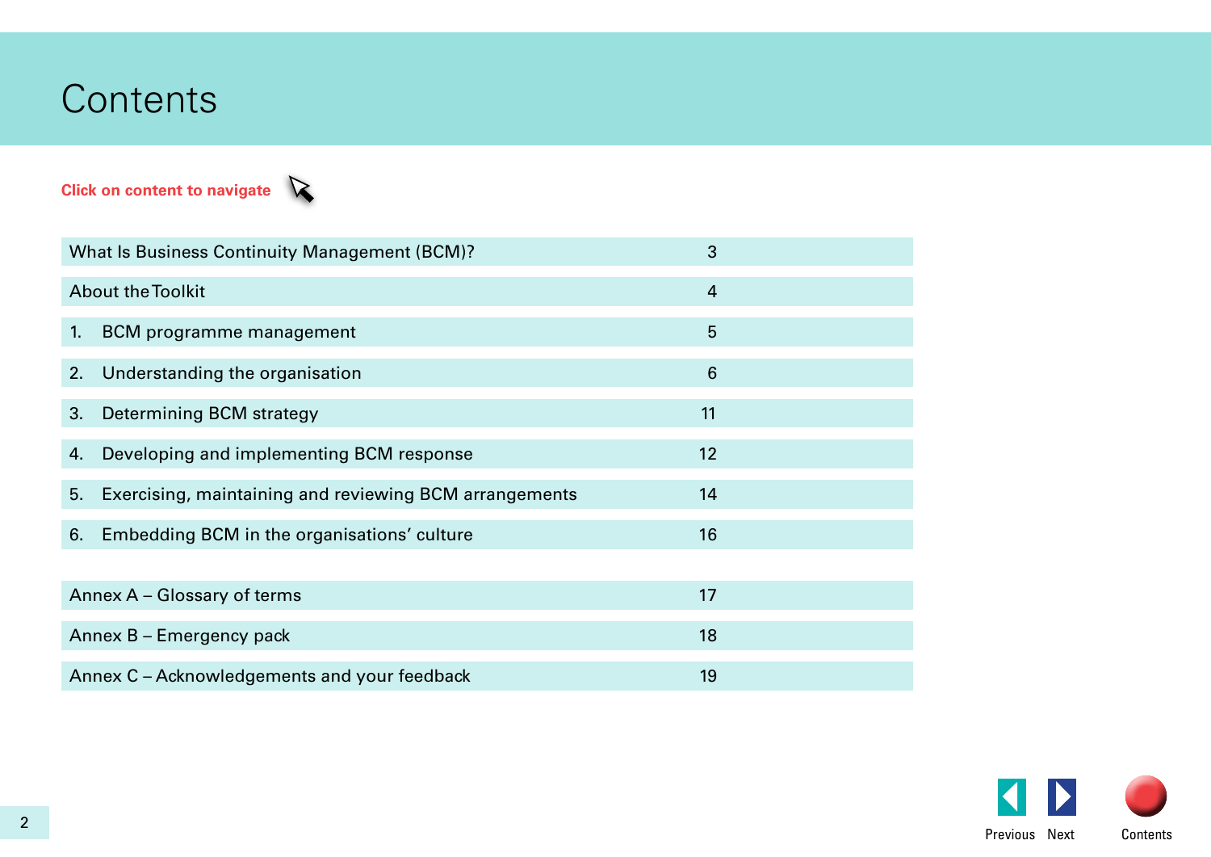# Contents

**Click on content to navigate**

| | |
|---|---|
| What Is Business Continuity Management (BCM)? | 3 |
| About the Toolkit | 4 |
| 1. BCM programme management | 5 |
| 2. Understanding the organisation | 6 |
| 3. Determining BCM strategy | 11 |
| 4. Developing and implementing BCM response | 12 |
| 5. Exercising, maintaining and reviewing BCM arrangements | 14 |
| 6. Embedding BCM in the organisations' culture | 16 |
| Annex A – Glossary of terms | 17 |
| Annex B – Emergency pack | 18 |
| Annex C – Acknowledgements and your feedback | 19 |

Previous Next Contents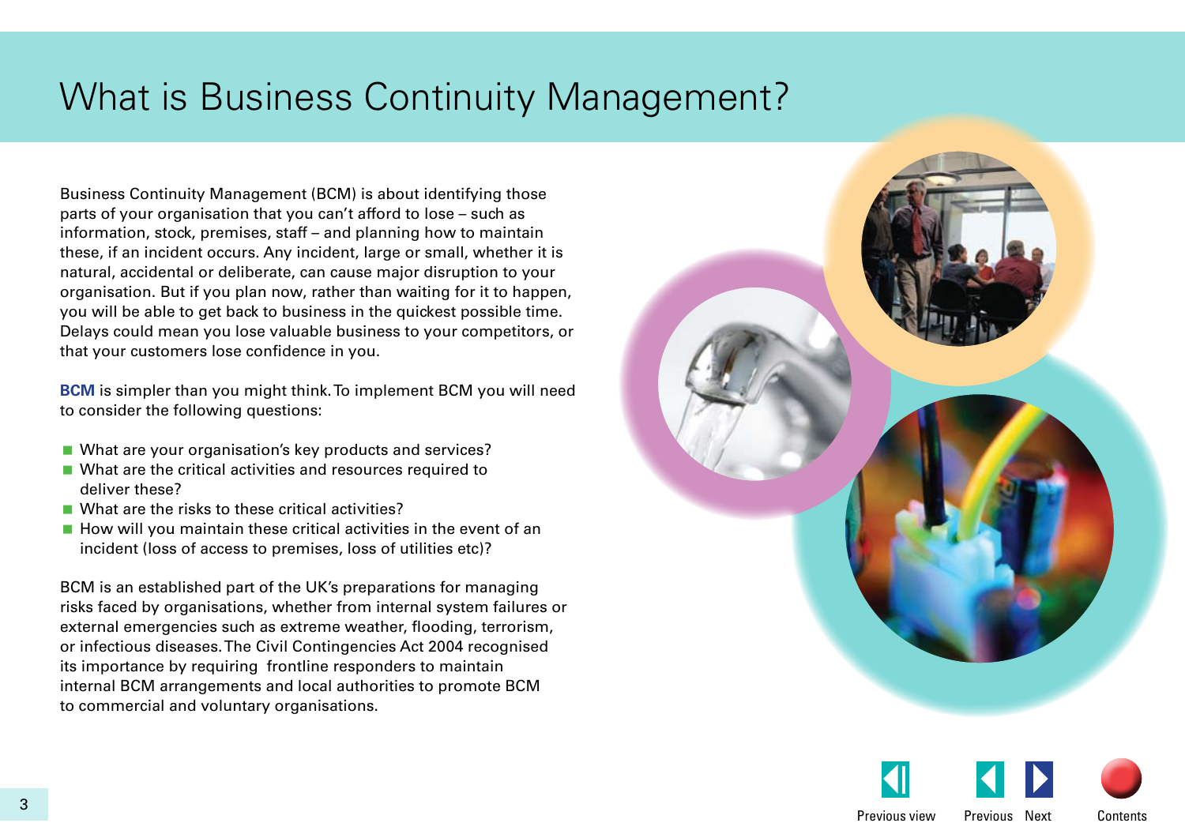# What is Business Continuity Management?

Business Continuity Management (BCM) is about identifying those parts of your organisation that you can't afford to lose – such as information, stock, premises, staff – and planning how to maintain these, if an incident occurs. Any incident, large or small, whether it is natural, accidental or deliberate, can cause major disruption to your organisation. But if you plan now, rather than waiting for it to happen, you will be able to get back to business in the quickest possible time. Delays could mean you lose valuable business to your competitors, or that your customers lose confidence in you.

**BCM** is simpler than you might think. To implement BCM you will need to consider the following questions:

- What are your organisation's key products and services?
- What are the critical activities and resources required to deliver these?
- What are the risks to these critical activities?
- How will you maintain these critical activities in the event of an incident (loss of access to premises, loss of utilities etc)?

BCM is an established part of the UK's preparations for managing risks faced by organisations, whether from internal system failures or external emergencies such as extreme weather, flooding, terrorism, or infectious diseases. The Civil Contingencies Act 2004 recognised its importance by requiring frontline responders to maintain internal BCM arrangements and local authorities to promote BCM to commercial and voluntary organisations.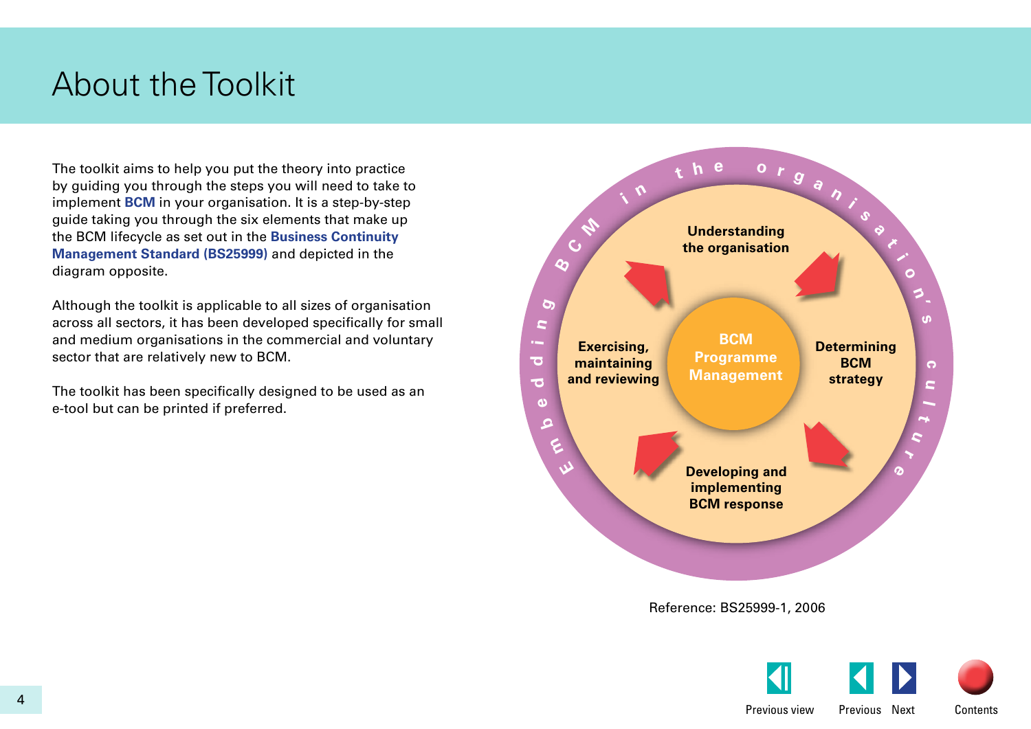# About the Toolkit

The toolkit aims to help you put the theory into practice by guiding you through the steps you will need to take to implement **BCM** in your organisation. It is a step-by-step guide taking you through the six elements that make up the BCM lifecycle as set out in the **Business Continuity Management Standard (BS25999)** and depicted in the diagram opposite.

Although the toolkit is applicable to all sizes of organisation across all sectors, it has been developed specifically for small and medium organisations in the commercial and voluntary sector that are relatively new to BCM.

The toolkit has been specifically designed to be used as an e-tool but can be printed if preferred.

Embedding BCM in the organisation's culture

- Understanding the organisation
- Determining BCM strategy
- Developing and implementing BCM response
- Exercising, maintaining and reviewing
- BCM Programme Management

Reference: BS25999-1, 2006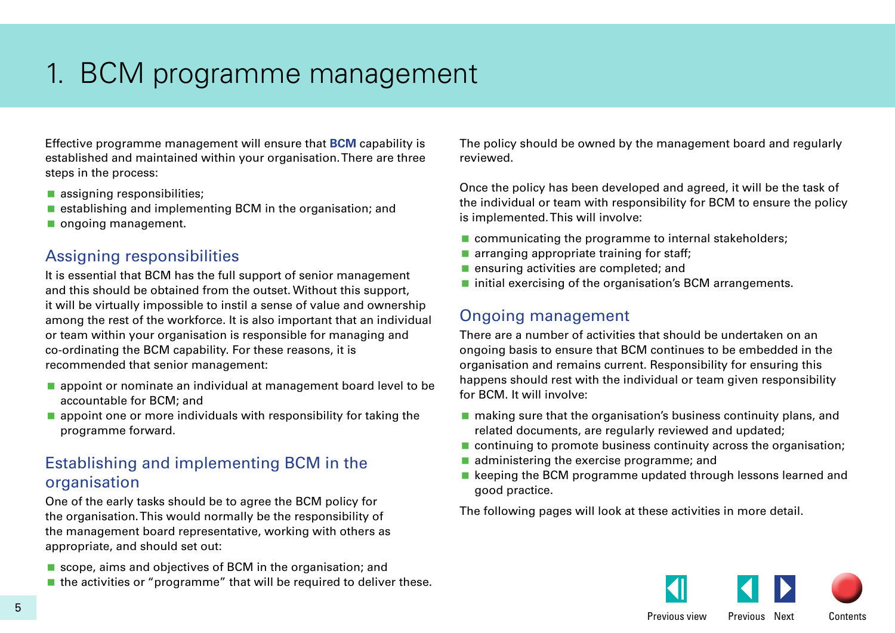# 1. BCM programme management

Effective programme management will ensure that **BCM** capability is established and maintained within your organisation. There are three steps in the process:

- assigning responsibilities;
- establishing and implementing BCM in the organisation; and
- ongoing management.

## Assigning responsibilities

It is essential that BCM has the full support of senior management and this should be obtained from the outset. Without this support, it will be virtually impossible to instil a sense of value and ownership among the rest of the workforce. It is also important that an individual or team within your organisation is responsible for managing and co-ordinating the BCM capability. For these reasons, it is recommended that senior management:

- appoint or nominate an individual at management board level to be accountable for BCM; and
- appoint one or more individuals with responsibility for taking the programme forward.

## Establishing and implementing BCM in the organisation

One of the early tasks should be to agree the BCM policy for the organisation. This would normally be the responsibility of the management board representative, working with others as appropriate, and should set out:

- scope, aims and objectives of BCM in the organisation; and
- the activities or "programme" that will be required to deliver these.

The policy should be owned by the management board and regularly reviewed.

Once the policy has been developed and agreed, it will be the task of the individual or team with responsibility for BCM to ensure the policy is implemented. This will involve:

- communicating the programme to internal stakeholders;
- arranging appropriate training for staff;
- ensuring activities are completed; and
- initial exercising of the organisation's BCM arrangements.

## Ongoing management

There are a number of activities that should be undertaken on an ongoing basis to ensure that BCM continues to be embedded in the organisation and remains current. Responsibility for ensuring this happens should rest with the individual or team given responsibility for BCM. It will involve:

- making sure that the organisation's business continuity plans, and related documents, are regularly reviewed and updated;
- continuing to promote business continuity across the organisation;
- administering the exercise programme; and
- keeping the BCM programme updated through lessons learned and good practice.

The following pages will look at these activities in more detail.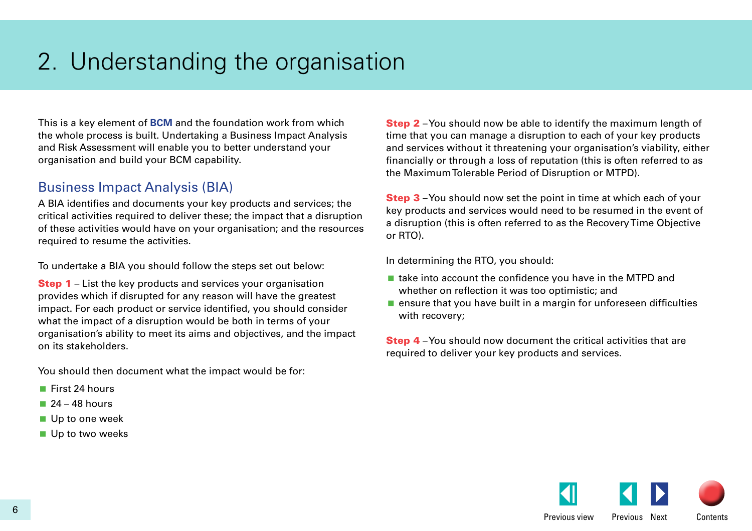# 2. Understanding the organisation

This is a key element of **BCM** and the foundation work from which the whole process is built. Undertaking a Business Impact Analysis and Risk Assessment will enable you to better understand your organisation and build your BCM capability.

## Business Impact Analysis (BIA)

A BIA identifies and documents your key products and services; the critical activities required to deliver these; the impact that a disruption of these activities would have on your organisation; and the resources required to resume the activities.

To undertake a BIA you should follow the steps set out below:

**Step 1** – List the key products and services your organisation provides which if disrupted for any reason will have the greatest impact. For each product or service identified, you should consider what the impact of a disruption would be both in terms of your organisation's ability to meet its aims and objectives, and the impact on its stakeholders.

You should then document what the impact would be for:

- First 24 hours
- 24 – 48 hours
- Up to one week
- Up to two weeks

**Step 2** – You should now be able to identify the maximum length of time that you can manage a disruption to each of your key products and services without it threatening your organisation's viability, either financially or through a loss of reputation (this is often referred to as the Maximum Tolerable Period of Disruption or MTPD).

**Step 3** – You should now set the point in time at which each of your key products and services would need to be resumed in the event of a disruption (this is often referred to as the Recovery Time Objective or RTO).

In determining the RTO, you should:

- take into account the confidence you have in the MTPD and whether on reflection it was too optimistic; and
- ensure that you have built in a margin for unforeseen difficulties with recovery;

**Step 4** – You should now document the critical activities that are required to deliver your key products and services.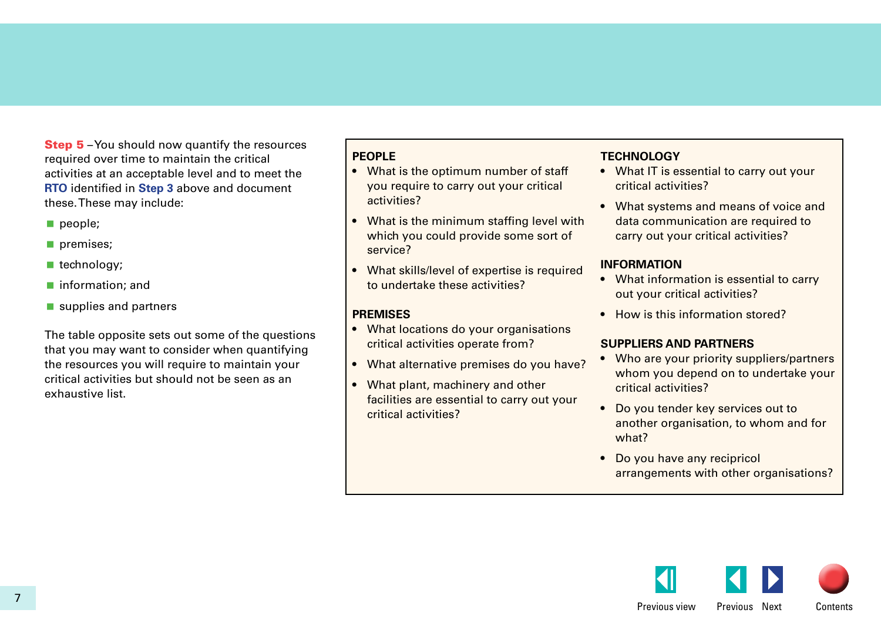**Step 5** – You should now quantify the resources required over time to maintain the critical activities at an acceptable level and to meet the **RTO** identified in **Step 3** above and document these. These may include:

- people;
- premises;
- technology;
- information; and
- supplies and partners

The table opposite sets out some of the questions that you may want to consider when quantifying the resources you will require to maintain your critical activities but should not be seen as an exhaustive list.

**PEOPLE**

- What is the optimum number of staff you require to carry out your critical activities?
- What is the minimum staffing level with which you could provide some sort of service?
- What skills/level of expertise is required to undertake these activities?

**PREMISES**

- What locations do your organisations critical activities operate from?
- What alternative premises do you have?
- What plant, machinery and other facilities are essential to carry out your critical activities?

**TECHNOLOGY**

- What IT is essential to carry out your critical activities?
- What systems and means of voice and data communication are required to carry out your critical activities?

**INFORMATION**

- What information is essential to carry out your critical activities?
- How is this information stored?

**SUPPLIERS AND PARTNERS**

- Who are your priority suppliers/partners whom you depend on to undertake your critical activities?
- Do you tender key services out to another organisation, to whom and for what?
- Do you have any recipricol arrangements with other organisations?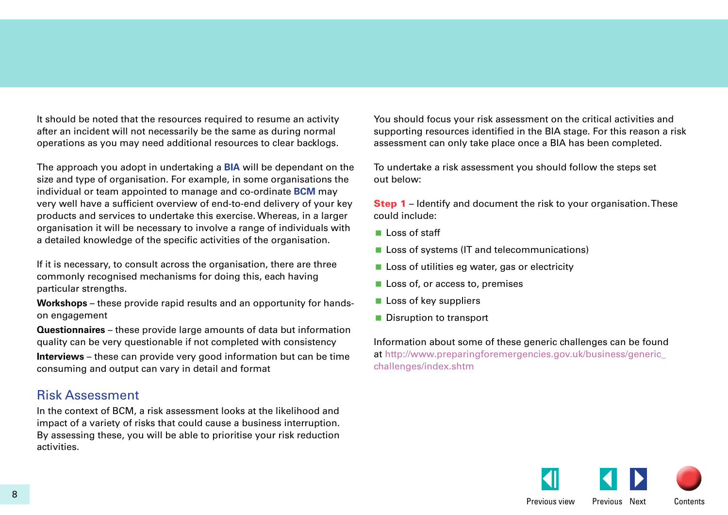It should be noted that the resources required to resume an activity after an incident will not necessarily be the same as during normal operations as you may need additional resources to clear backlogs.

The approach you adopt in undertaking a **BIA** will be dependant on the size and type of organisation. For example, in some organisations the individual or team appointed to manage and co-ordinate **BCM** may very well have a sufficient overview of end-to-end delivery of your key products and services to undertake this exercise. Whereas, in a larger organisation it will be necessary to involve a range of individuals with a detailed knowledge of the specific activities of the organisation.

If it is necessary, to consult across the organisation, there are three commonly recognised mechanisms for doing this, each having particular strengths.

**Workshops** – these provide rapid results and an opportunity for hands-on engagement

**Questionnaires** – these provide large amounts of data but information quality can be very questionable if not completed with consistency

**Interviews** – these can provide very good information but can be time consuming and output can vary in detail and format

## Risk Assessment

In the context of BCM, a risk assessment looks at the likelihood and impact of a variety of risks that could cause a business interruption. By assessing these, you will be able to prioritise your risk reduction activities.

You should focus your risk assessment on the critical activities and supporting resources identified in the BIA stage. For this reason a risk assessment can only take place once a BIA has been completed.

To undertake a risk assessment you should follow the steps set out below:

**Step 1** – Identify and document the risk to your organisation. These could include:

- Loss of staff
- Loss of systems (IT and telecommunications)
- Loss of utilities eg water, gas or electricity
- Loss of, or access to, premises
- Loss of key suppliers
- Disruption to transport

Information about some of these generic challenges can be found at http://www.preparingforemergencies.gov.uk/business/generic_challenges/index.shtm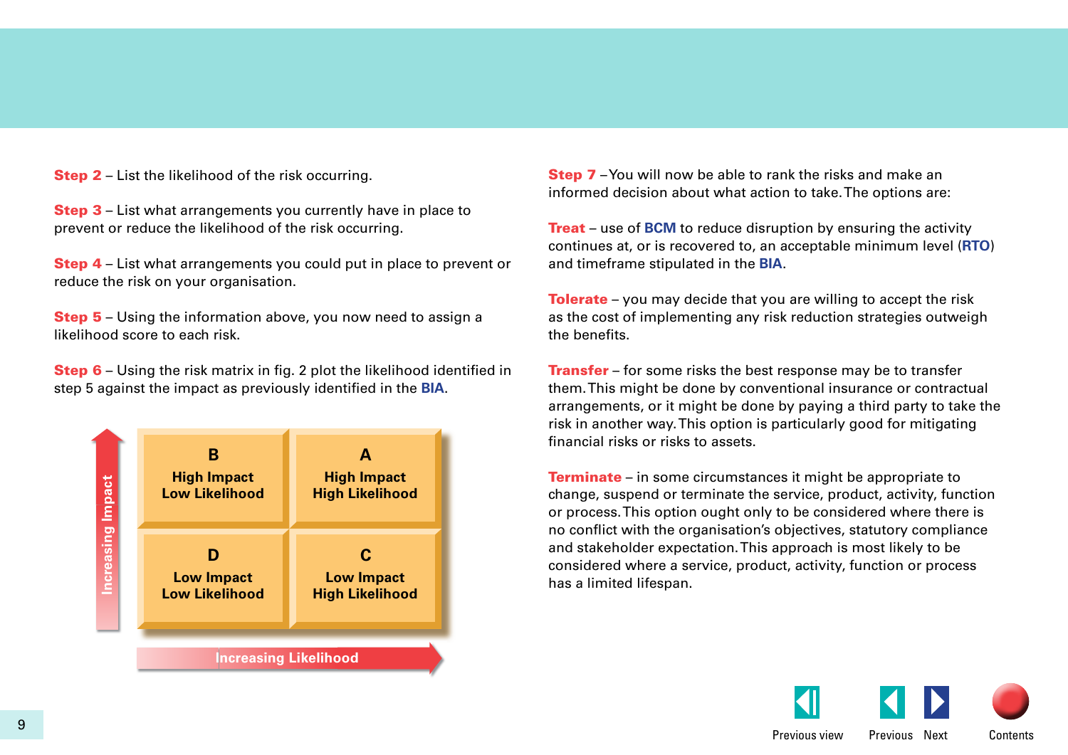**Step 2** – List the likelihood of the risk occurring.

**Step 3** – List what arrangements you currently have in place to prevent or reduce the likelihood of the risk occurring.

**Step 4** – List what arrangements you could put in place to prevent or reduce the risk on your organisation.

**Step 5** – Using the information above, you now need to assign a likelihood score to each risk.

**Step 6** – Using the risk matrix in fig. 2 plot the likelihood identified in step 5 against the impact as previously identified in the **BIA**.

| Increasing Impact ↑ | | |
|---|---|---|
| | **B** High Impact Low Likelihood | **A** High Impact High Likelihood |
| | **D** Low Impact Low Likelihood | **C** Low Impact High Likelihood |
| | Increasing Likelihood → | |

**Step 7** – You will now be able to rank the risks and make an informed decision about what action to take. The options are:

**Treat** – use of **BCM** to reduce disruption by ensuring the activity continues at, or is recovered to, an acceptable minimum level (**RTO**) and timeframe stipulated in the **BIA**.

**Tolerate** – you may decide that you are willing to accept the risk as the cost of implementing any risk reduction strategies outweigh the benefits.

**Transfer** – for some risks the best response may be to transfer them. This might be done by conventional insurance or contractual arrangements, or it might be done by paying a third party to take the risk in another way. This option is particularly good for mitigating financial risks or risks to assets.

**Terminate** – in some circumstances it might be appropriate to change, suspend or terminate the service, product, activity, function or process. This option ought only to be considered where there is no conflict with the organisation's objectives, statutory compliance and stakeholder expectation. This approach is most likely to be considered where a service, product, activity, function or process has a limited lifespan.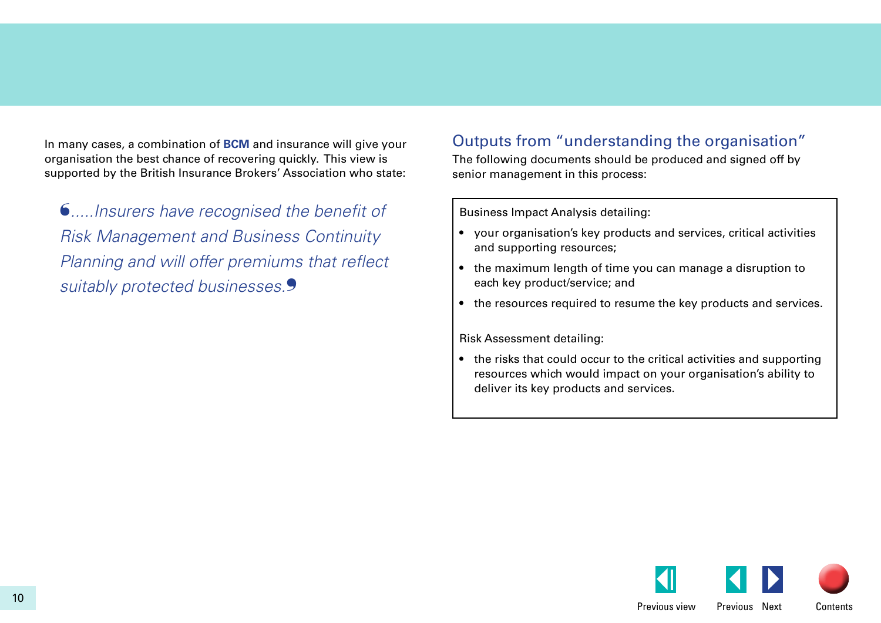In many cases, a combination of **BCM** and insurance will give your organisation the best chance of recovering quickly. This view is supported by the British Insurance Brokers' Association who state:

> *'.....Insurers have recognised the benefit of Risk Management and Business Continuity Planning and will offer premiums that reflect suitably protected businesses.'*

## Outputs from "understanding the organisation"

The following documents should be produced and signed off by senior management in this process:

Business Impact Analysis detailing:

- your organisation's key products and services, critical activities and supporting resources;
- the maximum length of time you can manage a disruption to each key product/service; and
- the resources required to resume the key products and services.

Risk Assessment detailing:

- the risks that could occur to the critical activities and supporting resources which would impact on your organisation's ability to deliver its key products and services.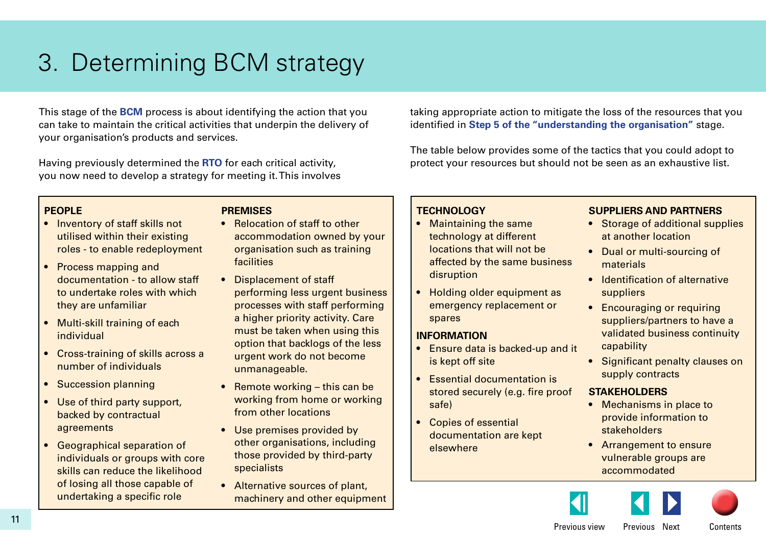# 3. Determining BCM strategy

This stage of the **BCM** process is about identifying the action that you can take to maintain the critical activities that underpin the delivery of your organisation's products and services.

Having previously determined the **RTO** for each critical activity, you now need to develop a strategy for meeting it. This involves taking appropriate action to mitigate the loss of the resources that you identified in **Step 5 of the "understanding the organisation"** stage.

The table below provides some of the tactics that you could adopt to protect your resources but should not be seen as an exhaustive list.

**PEOPLE**

- Inventory of staff skills not utilised within their existing roles - to enable redeployment
- Process mapping and documentation - to allow staff to undertake roles with which they are unfamiliar
- Multi-skill training of each individual
- Cross-training of skills across a number of individuals
- Succession planning
- Use of third party support, backed by contractual agreements
- Geographical separation of individuals or groups with core skills can reduce the likelihood of losing all those capable of undertaking a specific role

**PREMISES**

- Relocation of staff to other accommodation owned by your organisation such as training facilities
- Displacement of staff performing less urgent business processes with staff performing a higher priority activity. Care must be taken when using this option that backlogs of the less urgent work do not become unmanageable.
- Remote working – this can be working from home or working from other locations
- Use premises provided by other organisations, including those provided by third-party specialists
- Alternative sources of plant, machinery and other equipment

**TECHNOLOGY**

- Maintaining the same technology at different locations that will not be affected by the same business disruption
- Holding older equipment as emergency replacement or spares

**INFORMATION**

- Ensure data is backed-up and it is kept off site
- Essential documentation is stored securely (e.g. fire proof safe)
- Copies of essential documentation are kept elsewhere

**SUPPLIERS AND PARTNERS**

- Storage of additional supplies at another location
- Dual or multi-sourcing of materials
- Identification of alternative suppliers
- Encouraging or requiring suppliers/partners to have a validated business continuity capability
- Significant penalty clauses on supply contracts

**STAKEHOLDERS**

- Mechanisms in place to provide information to stakeholders
- Arrangement to ensure vulnerable groups are accommodated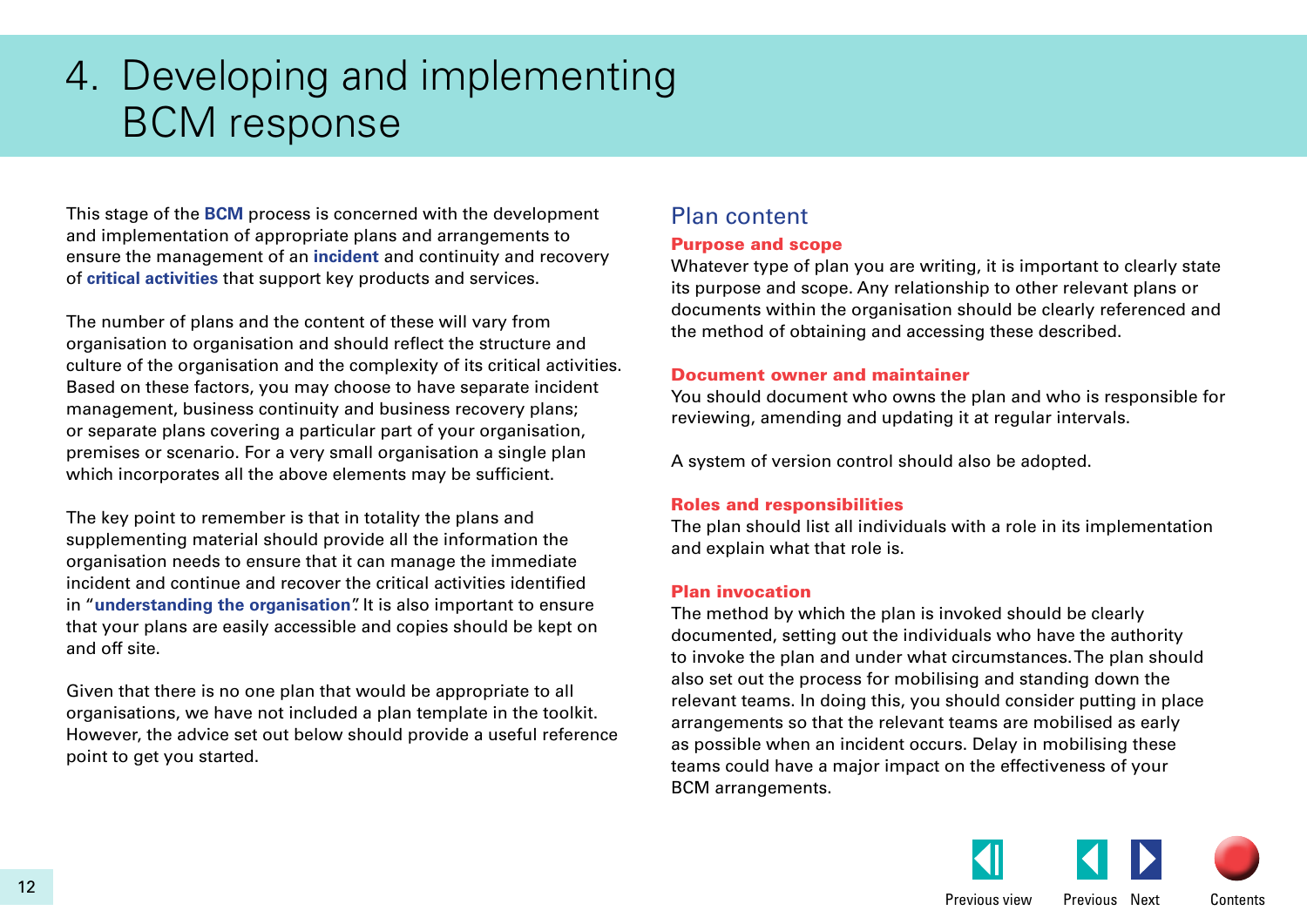# 4. Developing and implementing BCM response

This stage of the **BCM** process is concerned with the development and implementation of appropriate plans and arrangements to ensure the management of an **incident** and continuity and recovery of **critical activities** that support key products and services.

The number of plans and the content of these will vary from organisation to organisation and should reflect the structure and culture of the organisation and the complexity of its critical activities. Based on these factors, you may choose to have separate incident management, business continuity and business recovery plans; or separate plans covering a particular part of your organisation, premises or scenario. For a very small organisation a single plan which incorporates all the above elements may be sufficient.

The key point to remember is that in totality the plans and supplementing material should provide all the information the organisation needs to ensure that it can manage the immediate incident and continue and recover the critical activities identified in "**understanding the organisation**". It is also important to ensure that your plans are easily accessible and copies should be kept on and off site.

Given that there is no one plan that would be appropriate to all organisations, we have not included a plan template in the toolkit. However, the advice set out below should provide a useful reference point to get you started.

## Plan content

### Purpose and scope

Whatever type of plan you are writing, it is important to clearly state its purpose and scope. Any relationship to other relevant plans or documents within the organisation should be clearly referenced and the method of obtaining and accessing these described.

### Document owner and maintainer

You should document who owns the plan and who is responsible for reviewing, amending and updating it at regular intervals.

A system of version control should also be adopted.

### Roles and responsibilities

The plan should list all individuals with a role in its implementation and explain what that role is.

### Plan invocation

The method by which the plan is invoked should be clearly documented, setting out the individuals who have the authority to invoke the plan and under what circumstances. The plan should also set out the process for mobilising and standing down the relevant teams. In doing this, you should consider putting in place arrangements so that the relevant teams are mobilised as early as possible when an incident occurs. Delay in mobilising these teams could have a major impact on the effectiveness of your BCM arrangements.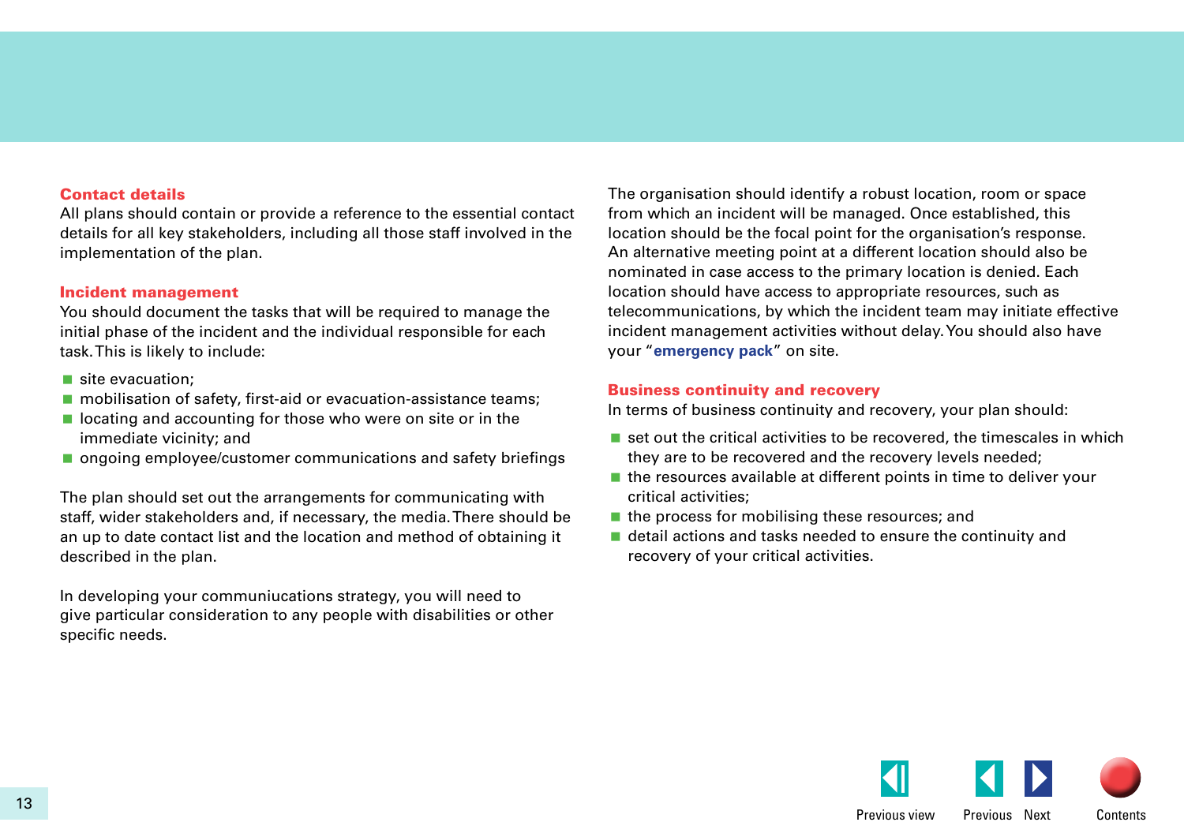### Contact details

All plans should contain or provide a reference to the essential contact details for all key stakeholders, including all those staff involved in the implementation of the plan.

### Incident management

You should document the tasks that will be required to manage the initial phase of the incident and the individual responsible for each task. This is likely to include:

- site evacuation;
- mobilisation of safety, first-aid or evacuation-assistance teams;
- locating and accounting for those who were on site or in the immediate vicinity; and
- ongoing employee/customer communications and safety briefings

The plan should set out the arrangements for communicating with staff, wider stakeholders and, if necessary, the media. There should be an up to date contact list and the location and method of obtaining it described in the plan.

In developing your communiucations strategy, you will need to give particular consideration to any people with disabilities or other specific needs.

The organisation should identify a robust location, room or space from which an incident will be managed. Once established, this location should be the focal point for the organisation's response. An alternative meeting point at a different location should also be nominated in case access to the primary location is denied. Each location should have access to appropriate resources, such as telecommunications, by which the incident team may initiate effective incident management activities without delay. You should also have your "**emergency pack**" on site.

### Business continuity and recovery

In terms of business continuity and recovery, your plan should:

- set out the critical activities to be recovered, the timescales in which they are to be recovered and the recovery levels needed;
- the resources available at different points in time to deliver your critical activities;
- the process for mobilising these resources; and
- detail actions and tasks needed to ensure the continuity and recovery of your critical activities.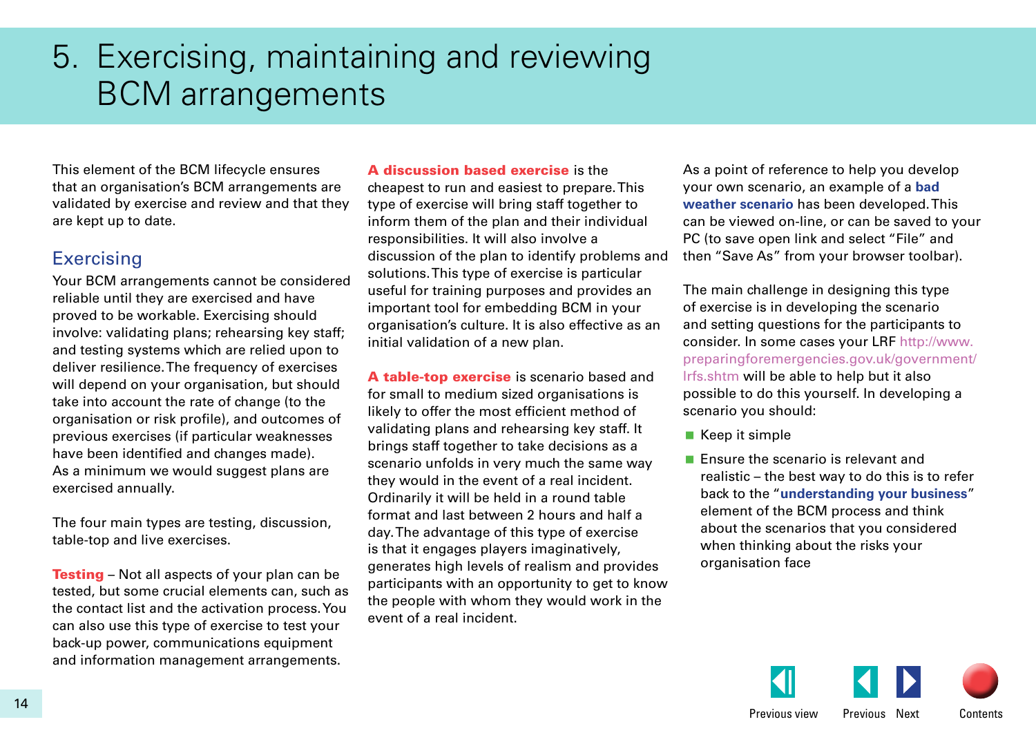# 5. Exercising, maintaining and reviewing BCM arrangements

This element of the BCM lifecycle ensures that an organisation's BCM arrangements are validated by exercise and review and that they are kept up to date.

## Exercising

Your BCM arrangements cannot be considered reliable until they are exercised and have proved to be workable. Exercising should involve: validating plans; rehearsing key staff; and testing systems which are relied upon to deliver resilience. The frequency of exercises will depend on your organisation, but should take into account the rate of change (to the organisation or risk profile), and outcomes of previous exercises (if particular weaknesses have been identified and changes made). As a minimum we would suggest plans are exercised annually.

The four main types are testing, discussion, table-top and live exercises.

**Testing** – Not all aspects of your plan can be tested, but some crucial elements can, such as the contact list and the activation process. You can also use this type of exercise to test your back-up power, communications equipment and information management arrangements.

**A discussion based exercise** is the cheapest to run and easiest to prepare. This type of exercise will bring staff together to inform them of the plan and their individual responsibilities. It will also involve a discussion of the plan to identify problems and solutions. This type of exercise is particular useful for training purposes and provides an important tool for embedding BCM in your organisation's culture. It is also effective as an initial validation of a new plan.

**A table-top exercise** is scenario based and for small to medium sized organisations is likely to offer the most efficient method of validating plans and rehearsing key staff. It brings staff together to take decisions as a scenario unfolds in very much the same way they would in the event of a real incident. Ordinarily it will be held in a round table format and last between 2 hours and half a day. The advantage of this type of exercise is that it engages players imaginatively, generates high levels of realism and provides participants with an opportunity to get to know the people with whom they would work in the event of a real incident.

As a point of reference to help you develop your own scenario, an example of a **bad weather scenario** has been developed. This can be viewed on-line, or can be saved to your PC (to save open link and select "File" and then "Save As" from your browser toolbar).

The main challenge in designing this type of exercise is in developing the scenario and setting questions for the participants to consider. In some cases your LRF http://www.preparingforemergencies.gov.uk/government/lrfs.shtm will be able to help but it also possible to do this yourself. In developing a scenario you should:

- Keep it simple
- Ensure the scenario is relevant and realistic – the best way to do this is to refer back to the "**understanding your business**" element of the BCM process and think about the scenarios that you considered when thinking about the risks your organisation face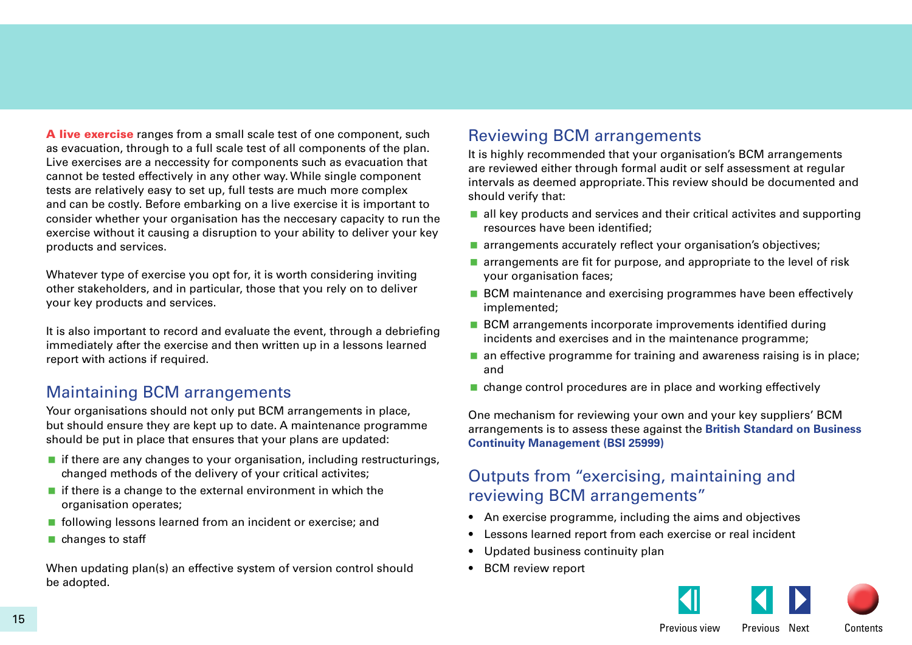**A live exercise** ranges from a small scale test of one component, such as evacuation, through to a full scale test of all components of the plan. Live exercises are a neccessity for components such as evacuation that cannot be tested effectively in any other way. While single component tests are relatively easy to set up, full tests are much more complex and can be costly. Before embarking on a live exercise it is important to consider whether your organisation has the neccesary capacity to run the exercise without it causing a disruption to your ability to deliver your key products and services.

Whatever type of exercise you opt for, it is worth considering inviting other stakeholders, and in particular, those that you rely on to deliver your key products and services.

It is also important to record and evaluate the event, through a debriefing immediately after the exercise and then written up in a lessons learned report with actions if required.

## Maintaining BCM arrangements

Your organisations should not only put BCM arrangements in place, but should ensure they are kept up to date. A maintenance programme should be put in place that ensures that your plans are updated:

- if there are any changes to your organisation, including restructurings, changed methods of the delivery of your critical activites;
- if there is a change to the external environment in which the organisation operates;
- following lessons learned from an incident or exercise; and
- changes to staff

When updating plan(s) an effective system of version control should be adopted.

## Reviewing BCM arrangements

It is highly recommended that your organisation's BCM arrangements are reviewed either through formal audit or self assessment at regular intervals as deemed appropriate. This review should be documented and should verify that:

- all key products and services and their critical activites and supporting resources have been identified;
- arrangements accurately reflect your organisation's objectives;
- arrangements are fit for purpose, and appropriate to the level of risk your organisation faces;
- BCM maintenance and exercising programmes have been effectively implemented;
- BCM arrangements incorporate improvements identified during incidents and exercises and in the maintenance programme;
- an effective programme for training and awareness raising is in place; and
- change control procedures are in place and working effectively

One mechanism for reviewing your own and your key suppliers' BCM arrangements is to assess these against the **British Standard on Business Continuity Management (BSI 25999)**

## Outputs from "exercising, maintaining and reviewing BCM arrangements"

- An exercise programme, including the aims and objectives
- Lessons learned report from each exercise or real incident
- Updated business continuity plan
- BCM review report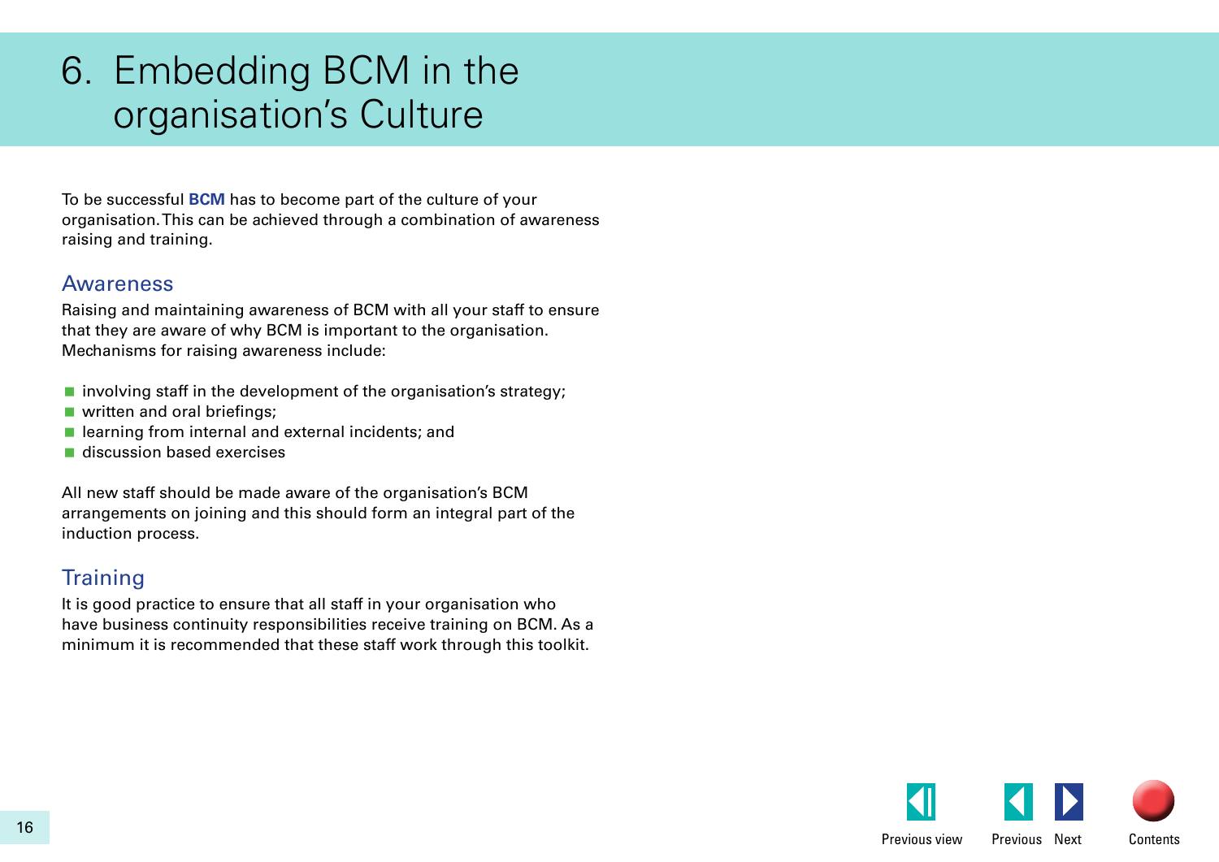# 6. Embedding BCM in the organisation's Culture

To be successful **BCM** has to become part of the culture of your organisation. This can be achieved through a combination of awareness raising and training.

## Awareness

Raising and maintaining awareness of BCM with all your staff to ensure that they are aware of why BCM is important to the organisation. Mechanisms for raising awareness include:

- involving staff in the development of the organisation's strategy;
- written and oral briefings;
- learning from internal and external incidents; and
- discussion based exercises

All new staff should be made aware of the organisation's BCM arrangements on joining and this should form an integral part of the induction process.

## Training

It is good practice to ensure that all staff in your organisation who have business continuity responsibilities receive training on BCM. As a minimum it is recommended that these staff work through this toolkit.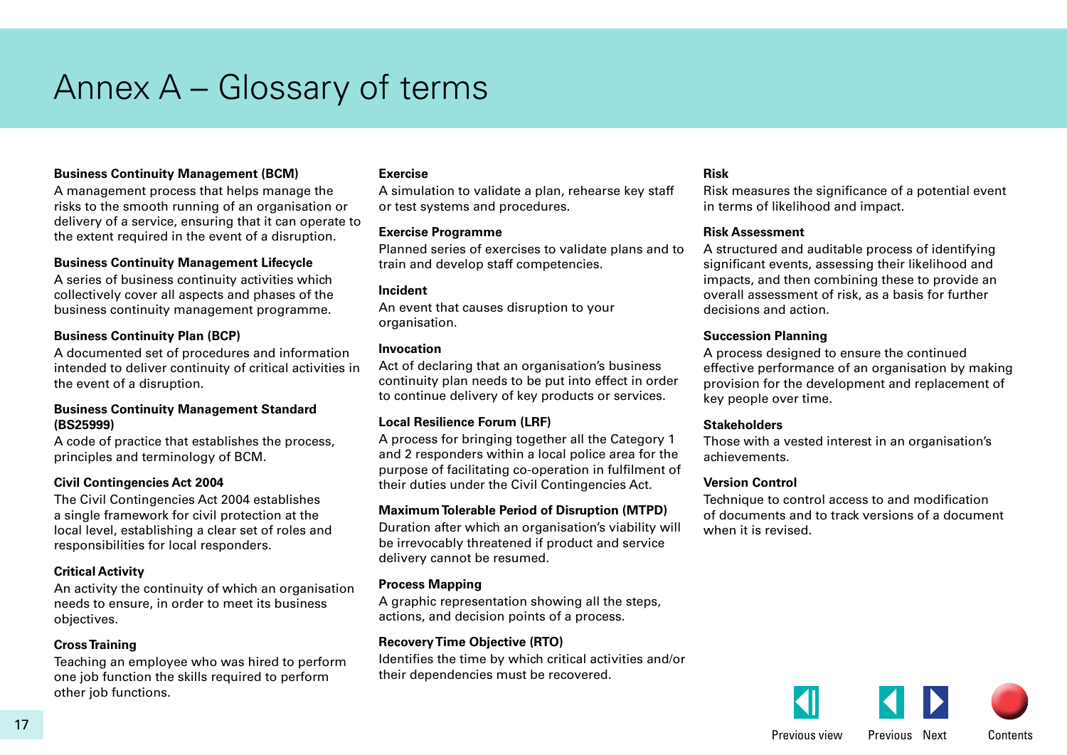# Annex A – Glossary of terms

**Business Continuity Management (BCM)**
A management process that helps manage the risks to the smooth running of an organisation or delivery of a service, ensuring that it can operate to the extent required in the event of a disruption.

**Business Continuity Management Lifecycle**
A series of business continuity activities which collectively cover all aspects and phases of the business continuity management programme.

**Business Continuity Plan (BCP)**
A documented set of procedures and information intended to deliver continuity of critical activities in the event of a disruption.

**Business Continuity Management Standard (BS25999)**
A code of practice that establishes the process, principles and terminology of BCM.

**Civil Contingencies Act 2004**
The Civil Contingencies Act 2004 establishes a single framework for civil protection at the local level, establishing a clear set of roles and responsibilities for local responders.

**Critical Activity**
An activity the continuity of which an organisation needs to ensure, in order to meet its business objectives.

**Cross Training**
Teaching an employee who was hired to perform one job function the skills required to perform other job functions.

**Exercise**
A simulation to validate a plan, rehearse key staff or test systems and procedures.

**Exercise Programme**
Planned series of exercises to validate plans and to train and develop staff competencies.

**Incident**
An event that causes disruption to your organisation.

**Invocation**
Act of declaring that an organisation's business continuity plan needs to be put into effect in order to continue delivery of key products or services.

**Local Resilience Forum (LRF)**
A process for bringing together all the Category 1 and 2 responders within a local police area for the purpose of facilitating co-operation in fulfilment of their duties under the Civil Contingencies Act.

**Maximum Tolerable Period of Disruption (MTPD)**
Duration after which an organisation's viability will be irrevocably threatened if product and service delivery cannot be resumed.

**Process Mapping**
A graphic representation showing all the steps, actions, and decision points of a process.

**Recovery Time Objective (RTO)**
Identifies the time by which critical activities and/or their dependencies must be recovered.

**Risk**
Risk measures the significance of a potential event in terms of likelihood and impact.

**Risk Assessment**
A structured and auditable process of identifying significant events, assessing their likelihood and impacts, and then combining these to provide an overall assessment of risk, as a basis for further decisions and action.

**Succession Planning**
A process designed to ensure the continued effective performance of an organisation by making provision for the development and replacement of key people over time.

**Stakeholders**
Those with a vested interest in an organisation's achievements.

**Version Control**
Technique to control access to and modification of documents and to track versions of a document when it is revised.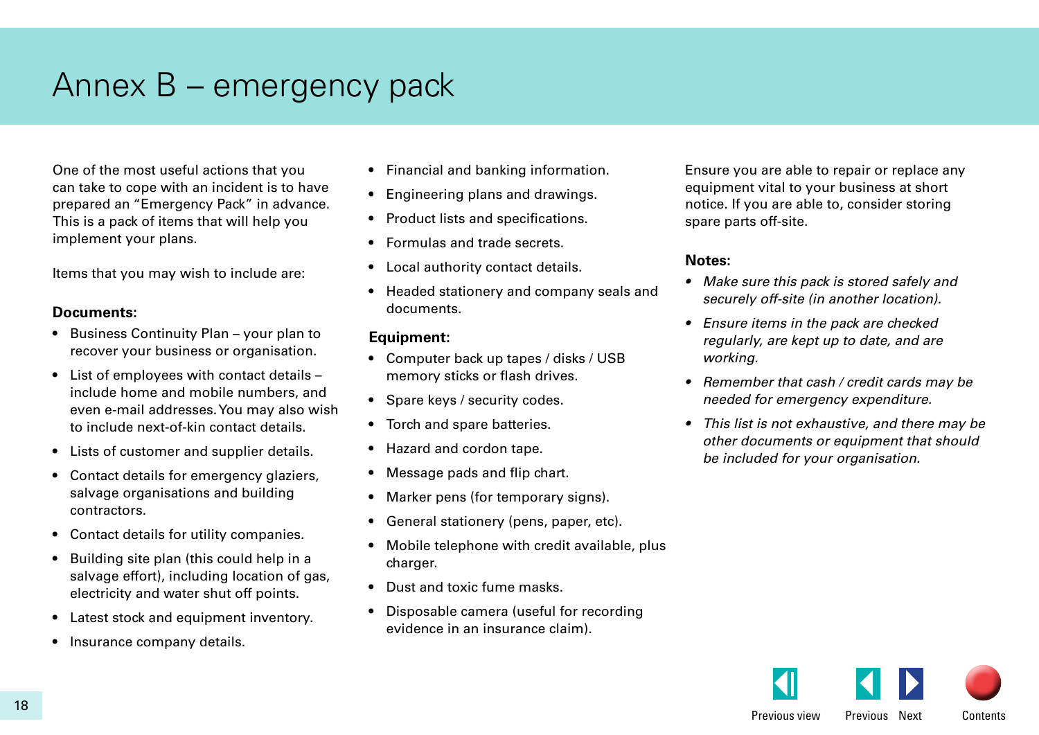# Annex B – emergency pack

One of the most useful actions that you can take to cope with an incident is to have prepared an "Emergency Pack" in advance. This is a pack of items that will help you implement your plans.

Items that you may wish to include are:

**Documents:**

- Business Continuity Plan – your plan to recover your business or organisation.
- List of employees with contact details – include home and mobile numbers, and even e-mail addresses. You may also wish to include next-of-kin contact details.
- Lists of customer and supplier details.
- Contact details for emergency glaziers, salvage organisations and building contractors.
- Contact details for utility companies.
- Building site plan (this could help in a salvage effort), including location of gas, electricity and water shut off points.
- Latest stock and equipment inventory.
- Insurance company details.
- Financial and banking information.
- Engineering plans and drawings.
- Product lists and specifications.
- Formulas and trade secrets.
- Local authority contact details.
- Headed stationery and company seals and documents.

**Equipment:**

- Computer back up tapes / disks / USB memory sticks or flash drives.
- Spare keys / security codes.
- Torch and spare batteries.
- Hazard and cordon tape.
- Message pads and flip chart.
- Marker pens (for temporary signs).
- General stationery (pens, paper, etc).
- Mobile telephone with credit available, plus charger.
- Dust and toxic fume masks.
- Disposable camera (useful for recording evidence in an insurance claim).

Ensure you are able to repair or replace any equipment vital to your business at short notice. If you are able to, consider storing spare parts off-site.

**Notes:**

- *Make sure this pack is stored safely and securely off-site (in another location).*
- *Ensure items in the pack are checked regularly, are kept up to date, and are working.*
- *Remember that cash / credit cards may be needed for emergency expenditure.*
- *This list is not exhaustive, and there may be other documents or equipment that should be included for your organisation.*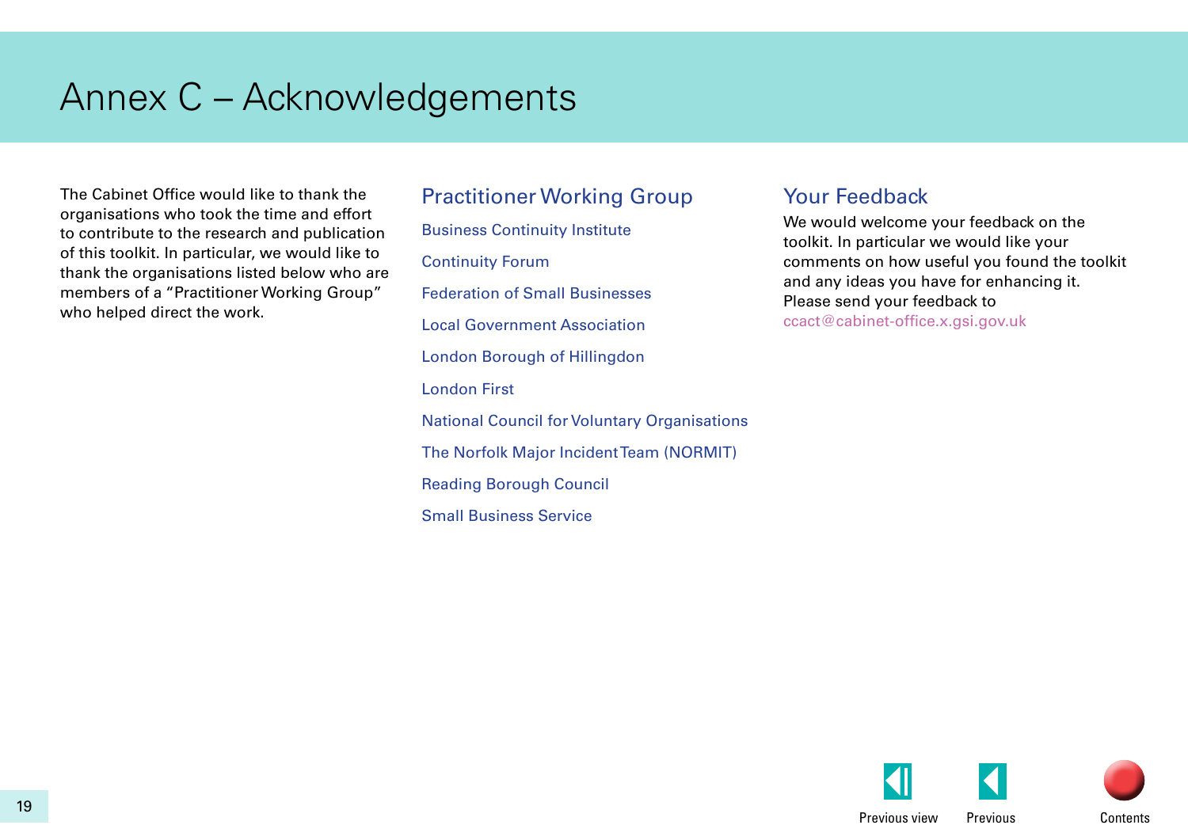# Annex C – Acknowledgements

The Cabinet Office would like to thank the organisations who took the time and effort to contribute to the research and publication of this toolkit. In particular, we would like to thank the organisations listed below who are members of a "Practitioner Working Group" who helped direct the work.

## Practitioner Working Group

Business Continuity Institute

Continuity Forum

Federation of Small Businesses

Local Government Association

London Borough of Hillingdon

London First

National Council for Voluntary Organisations

The Norfolk Major Incident Team (NORMIT)

Reading Borough Council

Small Business Service

## Your Feedback

We would welcome your feedback on the toolkit. In particular we would like your comments on how useful you found the toolkit and any ideas you have for enhancing it. Please send your feedback to ccact@cabinet-office.x.gsi.gov.uk

Previous view Previous Contents